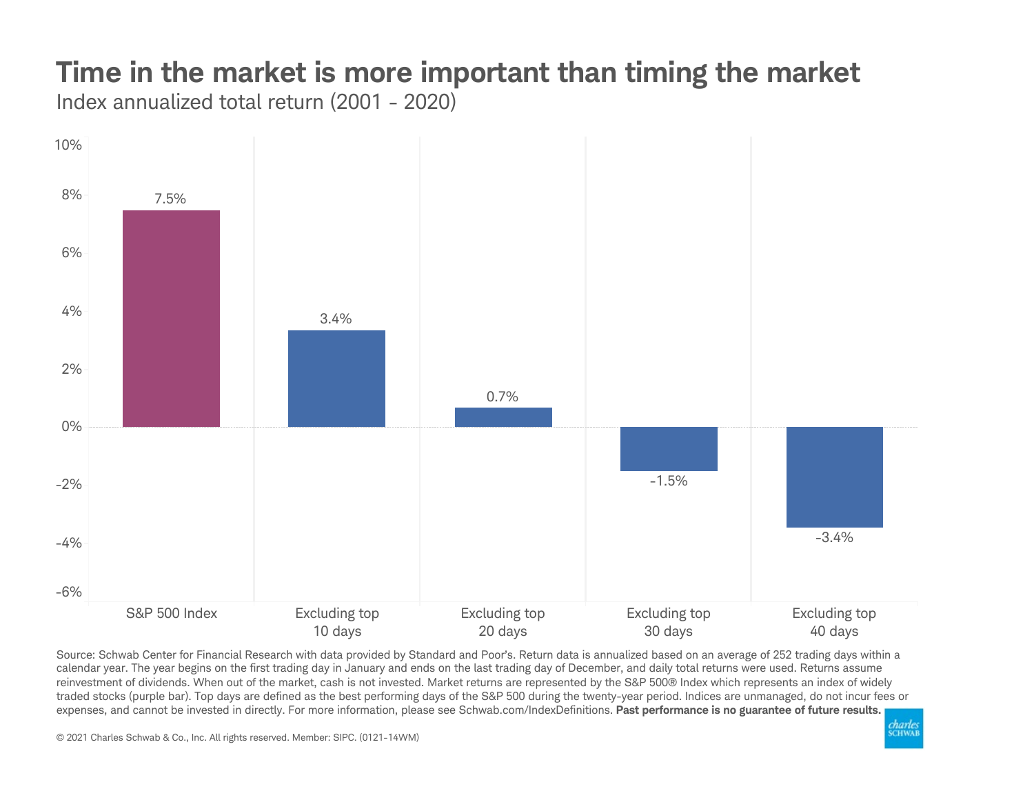# Time in the market is more important than timing the market

Index annualized total return (2001 - 2020)

| | S&P 500 Index | Excluding top 10 days | Excluding top 20 days | Excluding top 30 days | Excluding top 40 days |
|---|---|---|---|---|---|
| Annualized total return | 7.5% | 3.4% | 0.7% | -1.5% | -3.4% |

Source: Schwab Center for Financial Research with data provided by Standard and Poor's. Return data is annualized based on an average of 252 trading days within a calendar year. The year begins on the first trading day in January and ends on the last trading day of December, and daily total returns were used. Returns assume reinvestment of dividends. When out of the market, cash is not invested. Market returns are represented by the S&P 500® Index which represents an index of widely traded stocks (purple bar). Top days are defined as the best performing days of the S&P 500 during the twenty-year period. Indices are unmanaged, do not incur fees or expenses, and cannot be invested in directly. For more information, please see Schwab.com/IndexDefinitions. **Past performance is no guarantee of future results.**

© 2021 Charles Schwab & Co., Inc. All rights reserved. Member: SIPC. (0121-14WM)

charles SCHWAB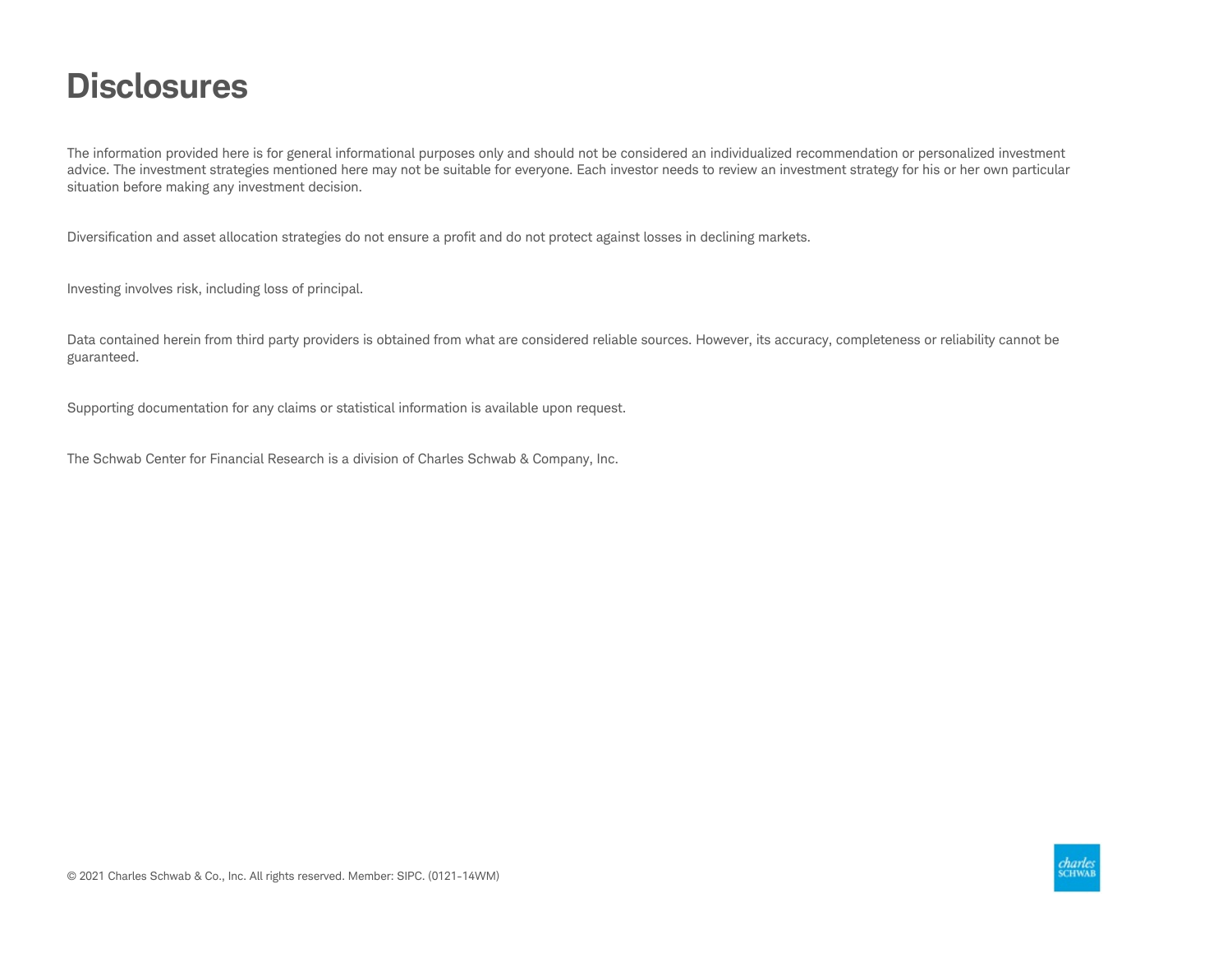# Disclosures

The information provided here is for general informational purposes only and should not be considered an individualized recommendation or personalized investment advice. The investment strategies mentioned here may not be suitable for everyone. Each investor needs to review an investment strategy for his or her own particular situation before making any investment decision.

Diversification and asset allocation strategies do not ensure a profit and do not protect against losses in declining markets.

Investing involves risk, including loss of principal.

Data contained herein from third party providers is obtained from what are considered reliable sources. However, its accuracy, completeness or reliability cannot be guaranteed.

Supporting documentation for any claims or statistical information is available upon request.

The Schwab Center for Financial Research is a division of Charles Schwab & Company, Inc.

© 2021 Charles Schwab & Co., Inc. All rights reserved. Member: SIPC. (0121-14WM)